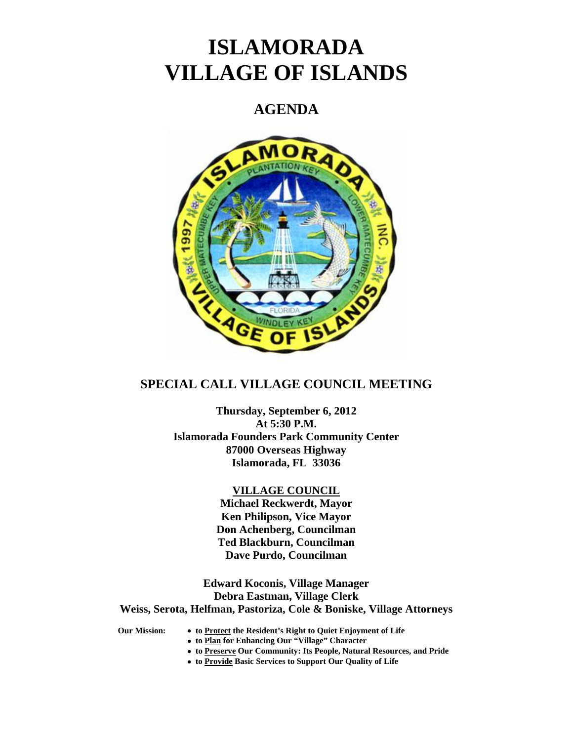# ISLAMORADA VILLAGE OF ISLANDS

## AGENDA

## SPECIAL CALL VILLAGE COUNCIL MEETING

**Thursday, September 6, 2012**
**At 5:30 P.M.**
**Islamorada Founders Park Community Center**
**87000 Overseas Highway**
**Islamorada, FL 33036**

**VILLAGE COUNCIL**
**Michael Reckwerdt, Mayor**
**Ken Philipson, Vice Mayor**
**Don Achenberg, Councilman**
**Ted Blackburn, Councilman**
**Dave Purdo, Councilman**

**Edward Koconis, Village Manager**
**Debra Eastman, Village Clerk**
**Weiss, Serota, Helfman, Pastoriza, Cole & Boniske, Village Attorneys**

**Our Mission:**

- **to Protect the Resident's Right to Quiet Enjoyment of Life**
- **to Plan for Enhancing Our "Village" Character**
- **to Preserve Our Community: Its People, Natural Resources, and Pride**
- **to Provide Basic Services to Support Our Quality of Life**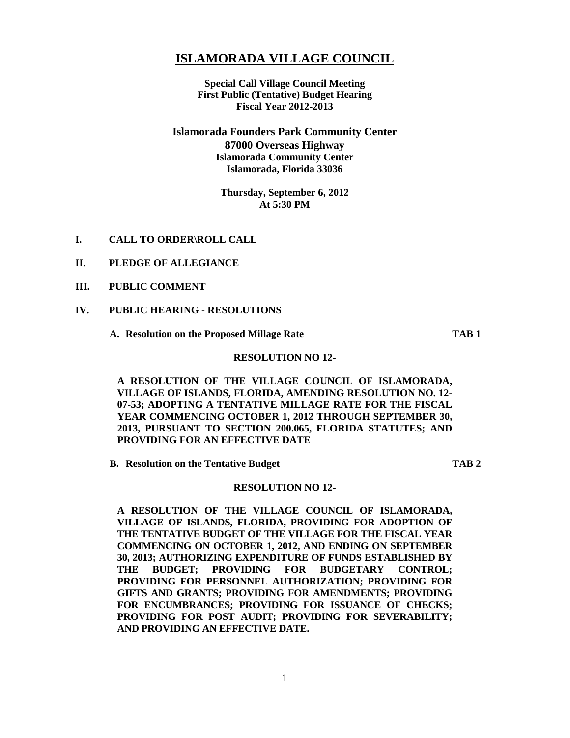# ISLAMORADA VILLAGE COUNCIL

**Special Call Village Council Meeting**
**First Public (Tentative) Budget Hearing**
**Fiscal Year 2012-2013**

**Islamorada Founders Park Community Center**
**87000 Overseas Highway**
**Islamorada Community Center**
**Islamorada, Florida 33036**

**Thursday, September 6, 2012**
**At 5:30 PM**

**I. CALL TO ORDER\ROLL CALL**

**II. PLEDGE OF ALLEGIANCE**

**III. PUBLIC COMMENT**

**IV. PUBLIC HEARING - RESOLUTIONS**

**A. Resolution on the Proposed Millage Rate** **TAB 1**

**RESOLUTION NO 12-**

**A RESOLUTION OF THE VILLAGE COUNCIL OF ISLAMORADA, VILLAGE OF ISLANDS, FLORIDA, AMENDING RESOLUTION NO. 12-07-53; ADOPTING A TENTATIVE MILLAGE RATE FOR THE FISCAL YEAR COMMENCING OCTOBER 1, 2012 THROUGH SEPTEMBER 30, 2013, PURSUANT TO SECTION 200.065, FLORIDA STATUTES; AND PROVIDING FOR AN EFFECTIVE DATE**

**B. Resolution on the Tentative Budget** **TAB 2**

**RESOLUTION NO 12-**

**A RESOLUTION OF THE VILLAGE COUNCIL OF ISLAMORADA, VILLAGE OF ISLANDS, FLORIDA, PROVIDING FOR ADOPTION OF THE TENTATIVE BUDGET OF THE VILLAGE FOR THE FISCAL YEAR COMMENCING ON OCTOBER 1, 2012, AND ENDING ON SEPTEMBER 30, 2013; AUTHORIZING EXPENDITURE OF FUNDS ESTABLISHED BY THE BUDGET; PROVIDING FOR BUDGETARY CONTROL; PROVIDING FOR PERSONNEL AUTHORIZATION; PROVIDING FOR GIFTS AND GRANTS; PROVIDING FOR AMENDMENTS; PROVIDING FOR ENCUMBRANCES; PROVIDING FOR ISSUANCE OF CHECKS; PROVIDING FOR POST AUDIT; PROVIDING FOR SEVERABILITY; AND PROVIDING AN EFFECTIVE DATE.**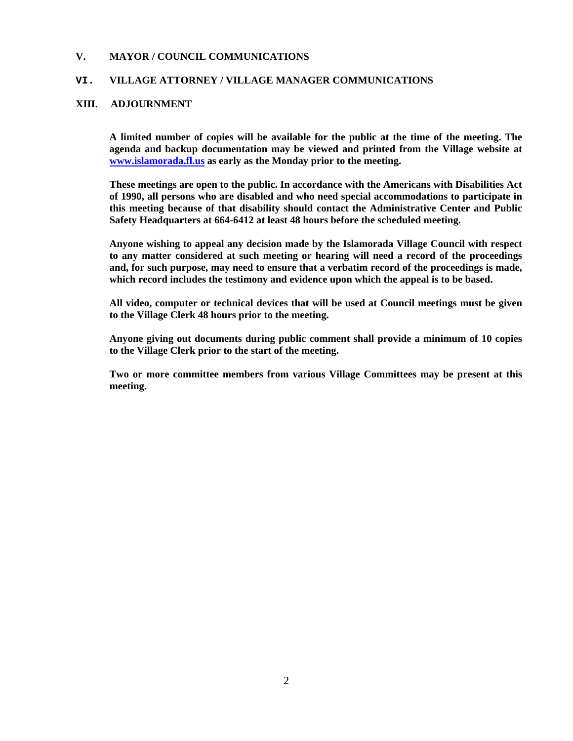## V. MAYOR / COUNCIL COMMUNICATIONS

## VI. VILLAGE ATTORNEY / VILLAGE MANAGER COMMUNICATIONS

## XIII. ADJOURNMENT

**A limited number of copies will be available for the public at the time of the meeting. The agenda and backup documentation may be viewed and printed from the Village website at [www.islamorada.fl.us](www.islamorada.fl.us) as early as the Monday prior to the meeting.**

**These meetings are open to the public. In accordance with the Americans with Disabilities Act of 1990, all persons who are disabled and who need special accommodations to participate in this meeting because of that disability should contact the Administrative Center and Public Safety Headquarters at 664-6412 at least 48 hours before the scheduled meeting.**

**Anyone wishing to appeal any decision made by the Islamorada Village Council with respect to any matter considered at such meeting or hearing will need a record of the proceedings and, for such purpose, may need to ensure that a verbatim record of the proceedings is made, which record includes the testimony and evidence upon which the appeal is to be based.**

**All video, computer or technical devices that will be used at Council meetings must be given to the Village Clerk 48 hours prior to the meeting.**

**Anyone giving out documents during public comment shall provide a minimum of 10 copies to the Village Clerk prior to the start of the meeting.**

**Two or more committee members from various Village Committees may be present at this meeting.**